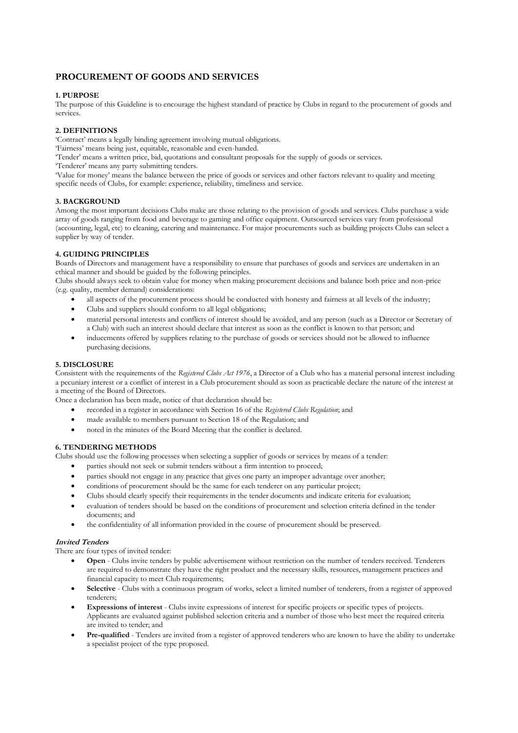# PROCUREMENT OF GOODS AND SERVICES

## 1. PURPOSE

The purpose of this Guideline is to encourage the highest standard of practice by Clubs in regard to the procurement of goods and services.

## 2. DEFINITIONS

'Contract' means a legally binding agreement involving mutual obligations.

'Fairness' means being just, equitable, reasonable and even-handed.

'Tender' means a written price, bid, quotations and consultant proposals for the supply of goods or services.

'Tenderer' means any party submitting tenders.

'Value for money' means the balance between the price of goods or services and other factors relevant to quality and meeting specific needs of Clubs, for example: experience, reliability, timeliness and service.

## 3. BACKGROUND

Among the most important decisions Clubs make are those relating to the provision of goods and services. Clubs purchase a wide array of goods ranging from food and beverage to gaming and office equipment. Outsourced services vary from professional (accounting, legal, etc) to cleaning, catering and maintenance. For major procurements such as building projects Clubs can select a supplier by way of tender.

## 4. GUIDING PRINCIPLES

Boards of Directors and management have a responsibility to ensure that purchases of goods and services are undertaken in an ethical manner and should be guided by the following principles.

Clubs should always seek to obtain value for money when making procurement decisions and balance both price and non-price (e.g. quality, member demand) considerations:

- all aspects of the procurement process should be conducted with honesty and fairness at all levels of the industry;
- Clubs and suppliers should conform to all legal obligations;
- material personal interests and conflicts of interest should be avoided, and any person (such as a Director or Secretary of a Club) with such an interest should declare that interest as soon as the conflict is known to that person; and
- inducements offered by suppliers relating to the purchase of goods or services should not be allowed to influence purchasing decisions.

## 5. DISCLOSURE

Consistent with the requirements of the *Registered Clubs Act 1976*, a Director of a Club who has a material personal interest including a pecuniary interest or a conflict of interest in a Club procurement should as soon as practicable declare the nature of the interest at a meeting of the Board of Directors.

Once a declaration has been made, notice of that declaration should be:

- recorded in a register in accordance with Section 16 of the *Registered Clubs Regulation*; and
- made available to members pursuant to Section 18 of the Regulation; and
- noted in the minutes of the Board Meeting that the conflict is declared.

## 6. TENDERING METHODS

Clubs should use the following processes when selecting a supplier of goods or services by means of a tender:

- parties should not seek or submit tenders without a firm intention to proceed;
- parties should not engage in any practice that gives one party an improper advantage over another;
- conditions of procurement should be the same for each tenderer on any particular project;
- Clubs should clearly specify their requirements in the tender documents and indicate criteria for evaluation;
- evaluation of tenders should be based on the conditions of procurement and selection criteria defined in the tender documents; and
- the confidentiality of all information provided in the course of procurement should be preserved.

### *Invited Tenders*

There are four types of invited tender:

- **Open** - Clubs invite tenders by public advertisement without restriction on the number of tenders received. Tenderers are required to demonstrate they have the right product and the necessary skills, resources, management practices and financial capacity to meet Club requirements;
- **Selective** - Clubs with a continuous program of works, select a limited number of tenderers, from a register of approved tenderers;
- **Expressions of interest** - Clubs invite expressions of interest for specific projects or specific types of projects. Applicants are evaluated against published selection criteria and a number of those who best meet the required criteria are invited to tender; and
- **Pre-qualified** - Tenders are invited from a register of approved tenderers who are known to have the ability to undertake a specialist project of the type proposed.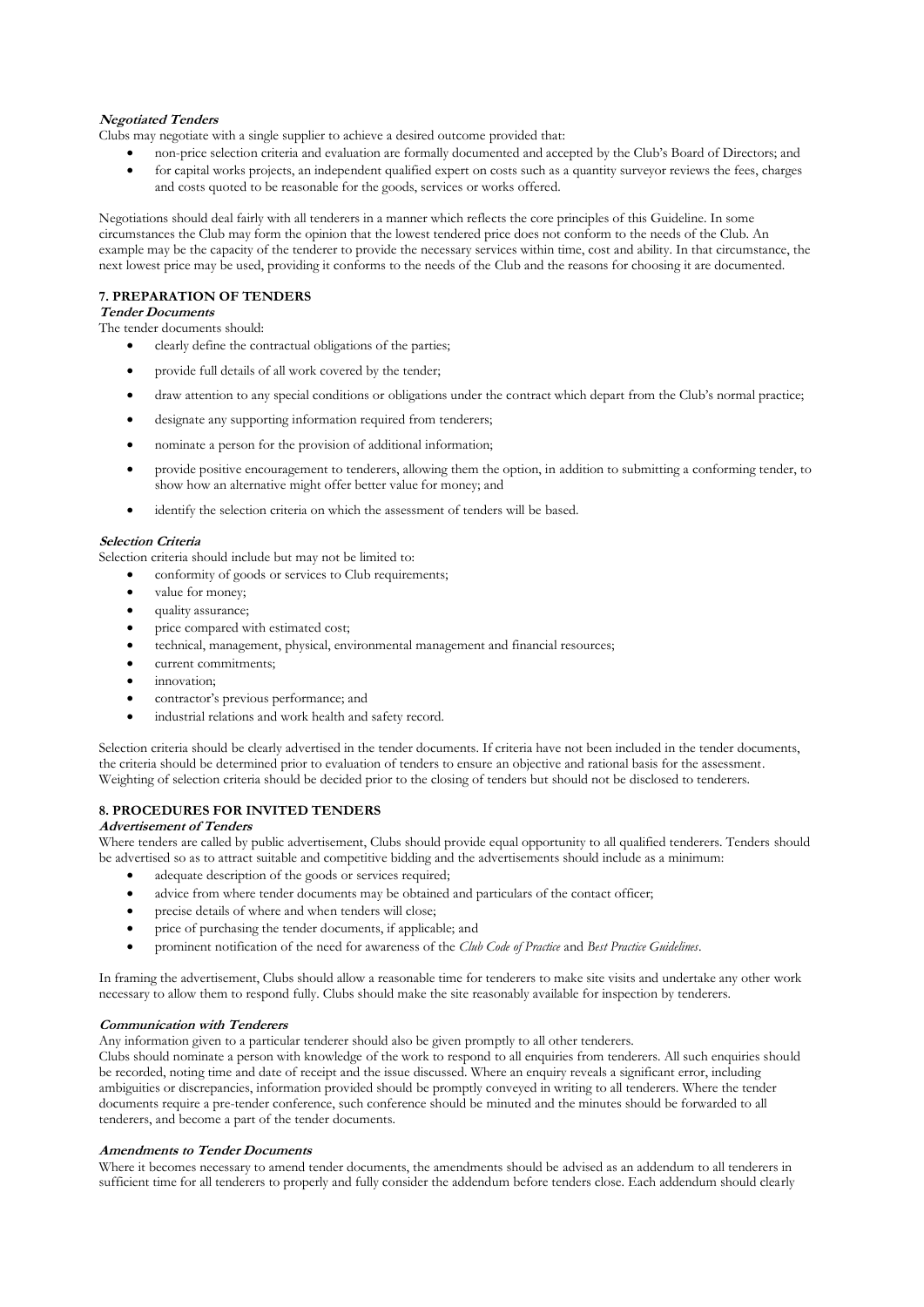***Negotiated Tenders***

Clubs may negotiate with a single supplier to achieve a desired outcome provided that:

- non-price selection criteria and evaluation are formally documented and accepted by the Club's Board of Directors; and
- for capital works projects, an independent qualified expert on costs such as a quantity surveyor reviews the fees, charges and costs quoted to be reasonable for the goods, services or works offered.

Negotiations should deal fairly with all tenderers in a manner which reflects the core principles of this Guideline. In some circumstances the Club may form the opinion that the lowest tendered price does not conform to the needs of the Club. An example may be the capacity of the tenderer to provide the necessary services within time, cost and ability. In that circumstance, the next lowest price may be used, providing it conforms to the needs of the Club and the reasons for choosing it are documented.

## 7. PREPARATION OF TENDERS

***Tender Documents***

The tender documents should:

- clearly define the contractual obligations of the parties;
- provide full details of all work covered by the tender;
- draw attention to any special conditions or obligations under the contract which depart from the Club's normal practice;
- designate any supporting information required from tenderers;
- nominate a person for the provision of additional information;
- provide positive encouragement to tenderers, allowing them the option, in addition to submitting a conforming tender, to show how an alternative might offer better value for money; and
- identify the selection criteria on which the assessment of tenders will be based.

***Selection Criteria***

Selection criteria should include but may not be limited to:

- conformity of goods or services to Club requirements;
- value for money;
- quality assurance;
- price compared with estimated cost;
- technical, management, physical, environmental management and financial resources;
- current commitments;
- innovation;
- contractor's previous performance; and
- industrial relations and work health and safety record.

Selection criteria should be clearly advertised in the tender documents. If criteria have not been included in the tender documents, the criteria should be determined prior to evaluation of tenders to ensure an objective and rational basis for the assessment. Weighting of selection criteria should be decided prior to the closing of tenders but should not be disclosed to tenderers.

## 8. PROCEDURES FOR INVITED TENDERS

***Advertisement of Tenders***

Where tenders are called by public advertisement, Clubs should provide equal opportunity to all qualified tenderers. Tenders should be advertised so as to attract suitable and competitive bidding and the advertisements should include as a minimum:

- adequate description of the goods or services required;
- advice from where tender documents may be obtained and particulars of the contact officer;
- precise details of where and when tenders will close;
- price of purchasing the tender documents, if applicable; and
- prominent notification of the need for awareness of the *Club Code of Practice* and *Best Practice Guidelines*.

In framing the advertisement, Clubs should allow a reasonable time for tenderers to make site visits and undertake any other work necessary to allow them to respond fully. Clubs should make the site reasonably available for inspection by tenderers.

***Communication with Tenderers***

Any information given to a particular tenderer should also be given promptly to all other tenderers.

Clubs should nominate a person with knowledge of the work to respond to all enquiries from tenderers. All such enquiries should be recorded, noting time and date of receipt and the issue discussed. Where an enquiry reveals a significant error, including ambiguities or discrepancies, information provided should be promptly conveyed in writing to all tenderers. Where the tender documents require a pre-tender conference, such conference should be minuted and the minutes should be forwarded to all tenderers, and become a part of the tender documents.

***Amendments to Tender Documents***

Where it becomes necessary to amend tender documents, the amendments should be advised as an addendum to all tenderers in sufficient time for all tenderers to properly and fully consider the addendum before tenders close. Each addendum should clearly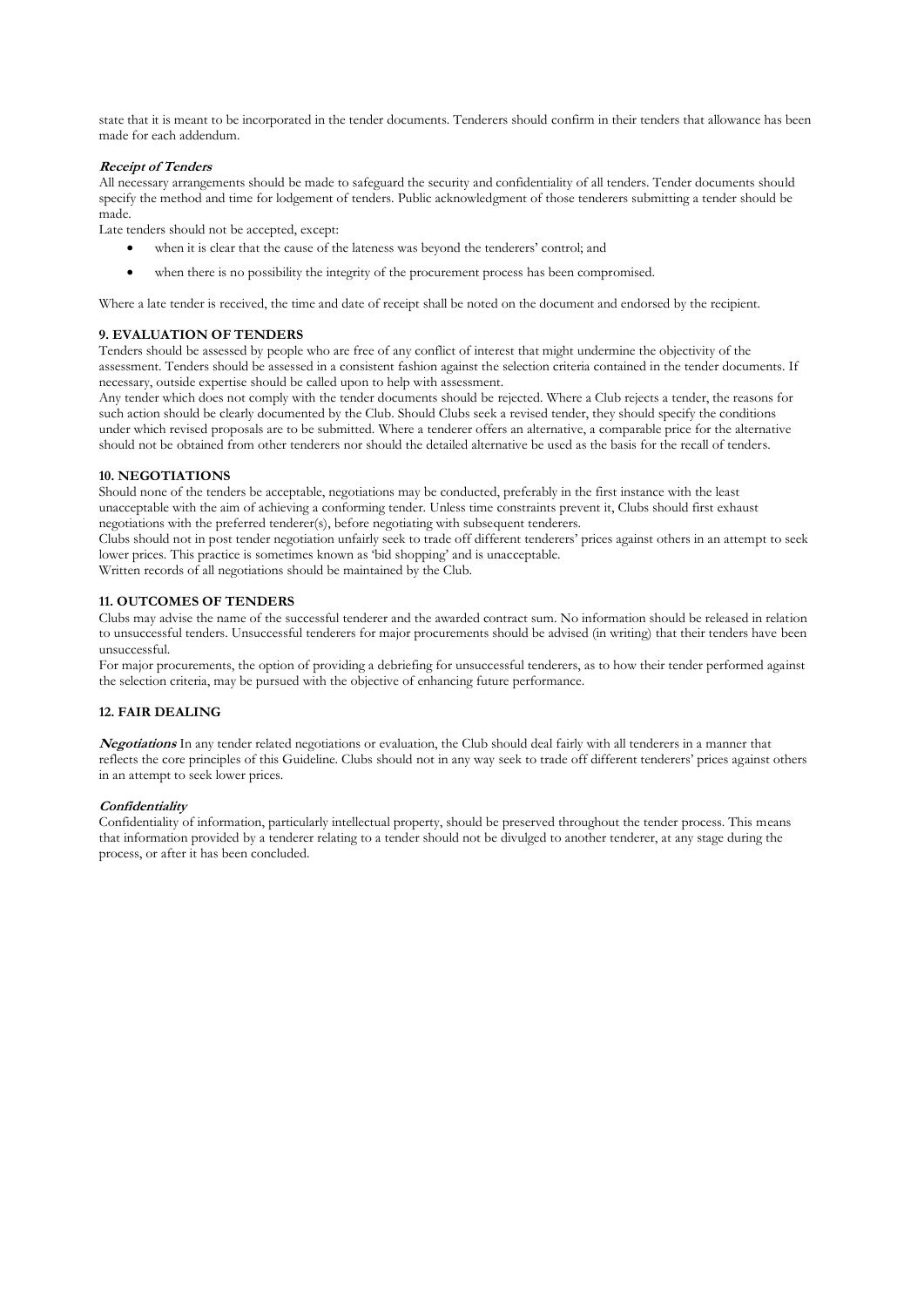state that it is meant to be incorporated in the tender documents. Tenderers should confirm in their tenders that allowance has been made for each addendum.

***Receipt of Tenders***

All necessary arrangements should be made to safeguard the security and confidentiality of all tenders. Tender documents should specify the method and time for lodgement of tenders. Public acknowledgment of those tenderers submitting a tender should be made.

Late tenders should not be accepted, except:

- when it is clear that the cause of the lateness was beyond the tenderers' control; and
- when there is no possibility the integrity of the procurement process has been compromised.

Where a late tender is received, the time and date of receipt shall be noted on the document and endorsed by the recipient.

## 9. EVALUATION OF TENDERS

Tenders should be assessed by people who are free of any conflict of interest that might undermine the objectivity of the assessment. Tenders should be assessed in a consistent fashion against the selection criteria contained in the tender documents. If necessary, outside expertise should be called upon to help with assessment.

Any tender which does not comply with the tender documents should be rejected. Where a Club rejects a tender, the reasons for such action should be clearly documented by the Club. Should Clubs seek a revised tender, they should specify the conditions under which revised proposals are to be submitted. Where a tenderer offers an alternative, a comparable price for the alternative should not be obtained from other tenderers nor should the detailed alternative be used as the basis for the recall of tenders.

## 10. NEGOTIATIONS

Should none of the tenders be acceptable, negotiations may be conducted, preferably in the first instance with the least unacceptable with the aim of achieving a conforming tender. Unless time constraints prevent it, Clubs should first exhaust negotiations with the preferred tenderer(s), before negotiating with subsequent tenderers.

Clubs should not in post tender negotiation unfairly seek to trade off different tenderers' prices against others in an attempt to seek lower prices. This practice is sometimes known as 'bid shopping' and is unacceptable.

Written records of all negotiations should be maintained by the Club.

## 11. OUTCOMES OF TENDERS

Clubs may advise the name of the successful tenderer and the awarded contract sum. No information should be released in relation to unsuccessful tenders. Unsuccessful tenderers for major procurements should be advised (in writing) that their tenders have been unsuccessful.

For major procurements, the option of providing a debriefing for unsuccessful tenderers, as to how their tender performed against the selection criteria, may be pursued with the objective of enhancing future performance.

## 12. FAIR DEALING

***Negotiations*** In any tender related negotiations or evaluation, the Club should deal fairly with all tenderers in a manner that reflects the core principles of this Guideline. Clubs should not in any way seek to trade off different tenderers' prices against others in an attempt to seek lower prices.

***Confidentiality***

Confidentiality of information, particularly intellectual property, should be preserved throughout the tender process. This means that information provided by a tenderer relating to a tender should not be divulged to another tenderer, at any stage during the process, or after it has been concluded.